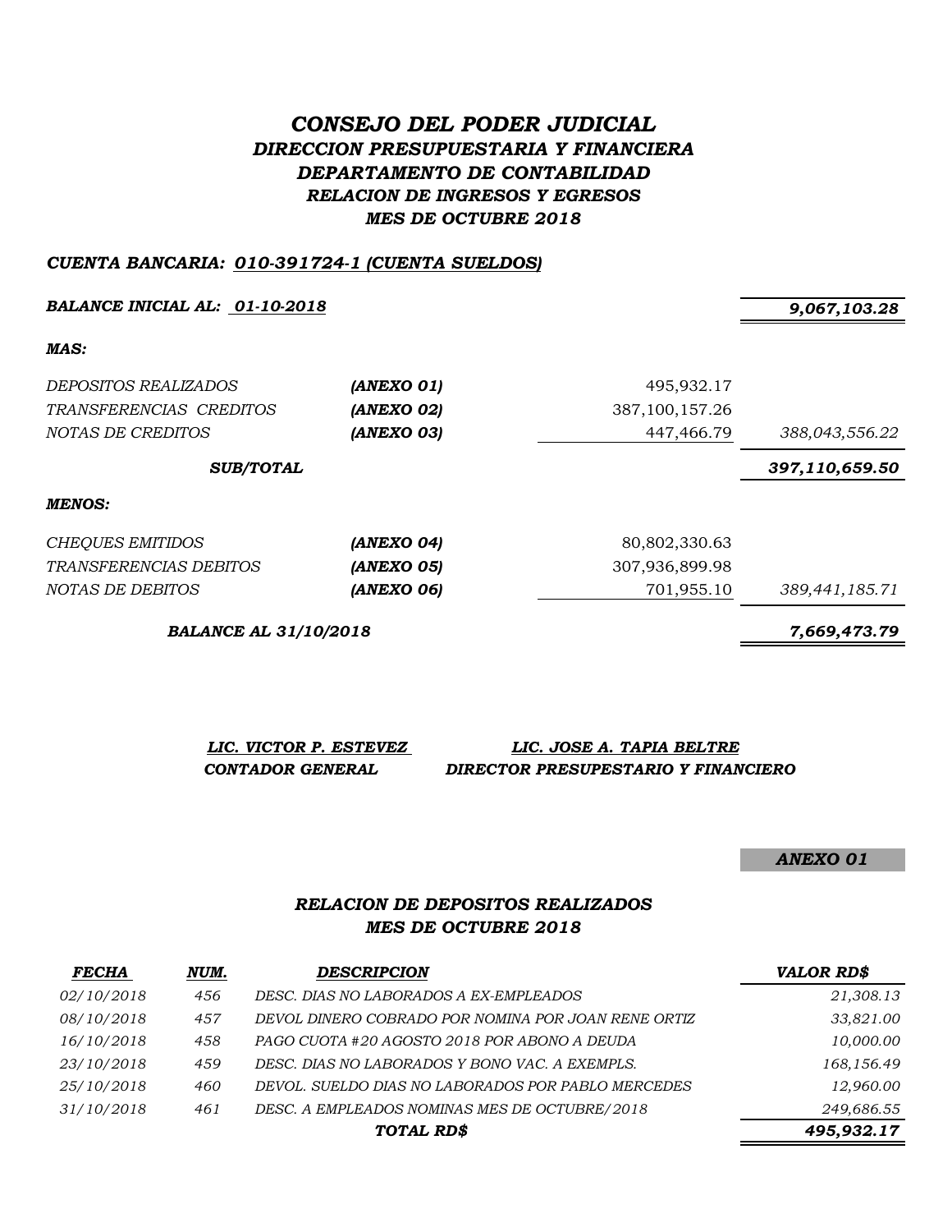# *CONSEJO DEL PODER JUDICIAL*
## *DIRECCION PRESUPUESTARIA Y FINANCIERA*
## *DEPARTAMENTO DE CONTABILIDAD*
## *RELACION DE INGRESOS Y EGRESOS*
## *MES DE OCTUBRE 2018*

***CUENTA BANCARIA: 010-391724-1 (CUENTA SUELDOS)***

| | | | |
|---|---|---|---|
| ***BALANCE INICIAL AL: 01-10-2018*** | | | ***9,067,103.28*** |
| ***MAS:*** | | | |
| *DEPOSITOS REALIZADOS* | ***(ANEXO 01)*** | 495,932.17 | |
| *TRANSFERENCIAS CREDITOS* | ***(ANEXO 02)*** | 387,100,157.26 | |
| *NOTAS DE CREDITOS* | ***(ANEXO 03)*** | 447,466.79 | *388,043,556.22* |
| ***SUB/TOTAL*** | | | ***397,110,659.50*** |
| ***MENOS:*** | | | |
| *CHEQUES EMITIDOS* | ***(ANEXO 04)*** | 80,802,330.63 | |
| *TRANSFERENCIAS DEBITOS* | ***(ANEXO 05)*** | 307,936,899.98 | |
| *NOTAS DE DEBITOS* | ***(ANEXO 06)*** | 701,955.10 | *389,441,185.71* |
| ***BALANCE AL 31/10/2018*** | | | ***7,669,473.79*** |

| ***LIC. VICTOR P. ESTEVEZ*** | ***LIC. JOSE A. TAPIA BELTRE*** |
|---|---|
| ***CONTADOR GENERAL*** | ***DIRECTOR PRESUPESTARIO Y FINANCIERO*** |

***ANEXO 01***

## *RELACION DE DEPOSITOS REALIZADOS*
## *MES DE OCTUBRE 2018*

| ***FECHA*** | ***NUM.*** | ***DESCRIPCION*** | ***VALOR RD$*** |
|---|---|---|---|
| *02/10/2018* | *456* | *DESC. DIAS NO LABORADOS A EX-EMPLEADOS* | *21,308.13* |
| *08/10/2018* | *457* | *DEVOL DINERO COBRADO POR NOMINA POR JOAN RENE ORTIZ* | *33,821.00* |
| *16/10/2018* | *458* | *PAGO CUOTA #20 AGOSTO 2018 POR ABONO A DEUDA* | *10,000.00* |
| *23/10/2018* | *459* | *DESC. DIAS NO LABORADOS Y BONO VAC. A EXEMPLS.* | *168,156.49* |
| *25/10/2018* | *460* | *DEVOL. SUELDO DIAS NO LABORADOS POR PABLO MERCEDES* | *12,960.00* |
| *31/10/2018* | *461* | *DESC. A EMPLEADOS NOMINAS MES DE OCTUBRE/2018* | *249,686.55* |
| | | ***TOTAL RD$*** | ***495,932.17*** |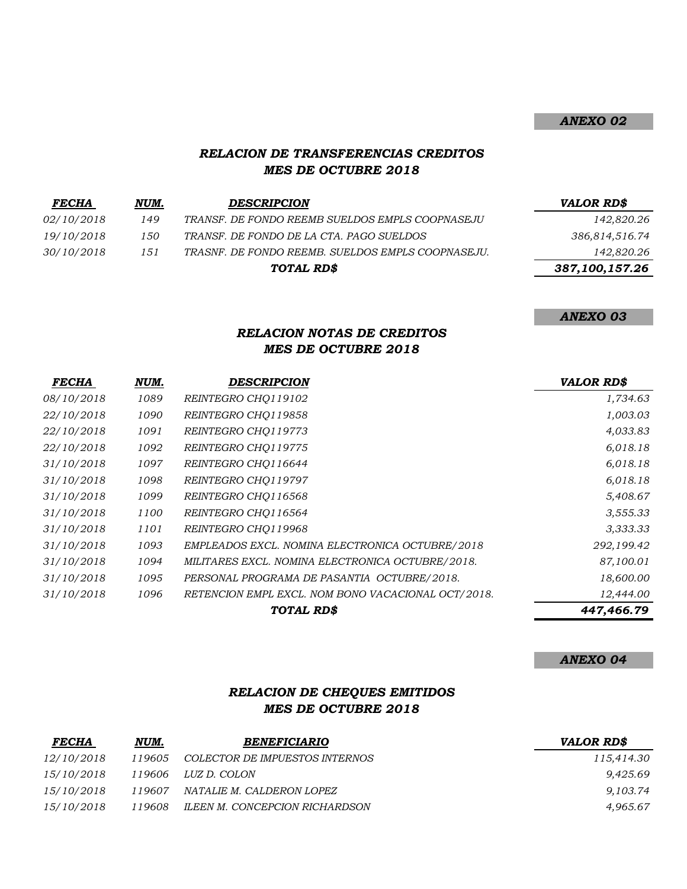**ANEXO 02**

## RELACION DE TRANSFERENCIAS CREDITOS
## MES DE OCTUBRE 2018

| FECHA | NUM. | DESCRIPCION | VALOR RD$ |
|---|---|---|---|
| 02/10/2018 | 149 | TRANSF. DE FONDO REEMB SUELDOS EMPLS COOPNASEJU | 142,820.26 |
| 19/10/2018 | 150 | TRANSF. DE FONDO DE LA CTA. PAGO SUELDOS | 386,814,516.74 |
| 30/10/2018 | 151 | TRASNF. DE FONDO REEMB. SUELDOS EMPLS COOPNASEJU. | 142,820.26 |
| | | **TOTAL RD$** | **387,100,157.26** |

**ANEXO 03**

## RELACION NOTAS DE CREDITOS
## MES DE OCTUBRE 2018

| FECHA | NUM. | DESCRIPCION | VALOR RD$ |
|---|---|---|---|
| 08/10/2018 | 1089 | REINTEGRO CHQ119102 | 1,734.63 |
| 22/10/2018 | 1090 | REINTEGRO CHQ119858 | 1,003.03 |
| 22/10/2018 | 1091 | REINTEGRO CHQ119773 | 4,033.83 |
| 22/10/2018 | 1092 | REINTEGRO CHQ119775 | 6,018.18 |
| 31/10/2018 | 1097 | REINTEGRO CHQ116644 | 6,018.18 |
| 31/10/2018 | 1098 | REINTEGRO CHQ119797 | 6,018.18 |
| 31/10/2018 | 1099 | REINTEGRO CHQ116568 | 5,408.67 |
| 31/10/2018 | 1100 | REINTEGRO CHQ116564 | 3,555.33 |
| 31/10/2018 | 1101 | REINTEGRO CHQ119968 | 3,333.33 |
| 31/10/2018 | 1093 | EMPLEADOS EXCL. NOMINA ELECTRONICA OCTUBRE/2018 | 292,199.42 |
| 31/10/2018 | 1094 | MILITARES EXCL. NOMINA ELECTRONICA OCTUBRE/2018. | 87,100.01 |
| 31/10/2018 | 1095 | PERSONAL PROGRAMA DE PASANTIA OCTUBRE/2018. | 18,600.00 |
| 31/10/2018 | 1096 | RETENCION EMPL EXCL. NOM BONO VACACIONAL OCT/2018. | 12,444.00 |
| | | **TOTAL RD$** | **447,466.79** |

**ANEXO 04**

## RELACION DE CHEQUES EMITIDOS
## MES DE OCTUBRE 2018

| FECHA | NUM. | BENEFICIARIO | VALOR RD$ |
|---|---|---|---|
| 12/10/2018 | 119605 | COLECTOR DE IMPUESTOS INTERNOS | 115,414.30 |
| 15/10/2018 | 119606 | LUZ D. COLON | 9,425.69 |
| 15/10/2018 | 119607 | NATALIE M. CALDERON LOPEZ | 9,103.74 |
| 15/10/2018 | 119608 | ILEEN M. CONCEPCION RICHARDSON | 4,965.67 |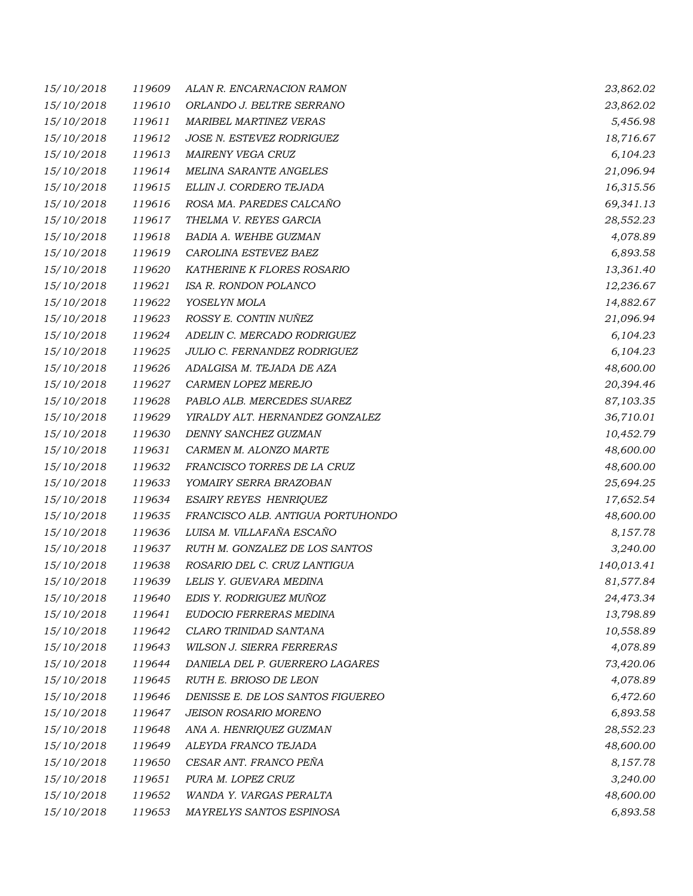| | | | |
|---|---|---|---|
| 15/10/2018 | 119609 | ALAN R. ENCARNACION RAMON | 23,862.02 |
| 15/10/2018 | 119610 | ORLANDO J. BELTRE SERRANO | 23,862.02 |
| 15/10/2018 | 119611 | MARIBEL MARTINEZ VERAS | 5,456.98 |
| 15/10/2018 | 119612 | JOSE N. ESTEVEZ RODRIGUEZ | 18,716.67 |
| 15/10/2018 | 119613 | MAIRENY VEGA CRUZ | 6,104.23 |
| 15/10/2018 | 119614 | MELINA SARANTE ANGELES | 21,096.94 |
| 15/10/2018 | 119615 | ELLIN J. CORDERO TEJADA | 16,315.56 |
| 15/10/2018 | 119616 | ROSA MA. PAREDES CALCAÑO | 69,341.13 |
| 15/10/2018 | 119617 | THELMA V. REYES GARCIA | 28,552.23 |
| 15/10/2018 | 119618 | BADIA A. WEHBE GUZMAN | 4,078.89 |
| 15/10/2018 | 119619 | CAROLINA ESTEVEZ BAEZ | 6,893.58 |
| 15/10/2018 | 119620 | KATHERINE K FLORES ROSARIO | 13,361.40 |
| 15/10/2018 | 119621 | ISA R. RONDON POLANCO | 12,236.67 |
| 15/10/2018 | 119622 | YOSELYN MOLA | 14,882.67 |
| 15/10/2018 | 119623 | ROSSY E. CONTIN NUÑEZ | 21,096.94 |
| 15/10/2018 | 119624 | ADELIN C. MERCADO RODRIGUEZ | 6,104.23 |
| 15/10/2018 | 119625 | JULIO C. FERNANDEZ RODRIGUEZ | 6,104.23 |
| 15/10/2018 | 119626 | ADALGISA M. TEJADA DE AZA | 48,600.00 |
| 15/10/2018 | 119627 | CARMEN LOPEZ MEREJO | 20,394.46 |
| 15/10/2018 | 119628 | PABLO ALB. MERCEDES SUAREZ | 87,103.35 |
| 15/10/2018 | 119629 | YIRALDY ALT. HERNANDEZ GONZALEZ | 36,710.01 |
| 15/10/2018 | 119630 | DENNY SANCHEZ GUZMAN | 10,452.79 |
| 15/10/2018 | 119631 | CARMEN M. ALONZO MARTE | 48,600.00 |
| 15/10/2018 | 119632 | FRANCISCO TORRES DE LA CRUZ | 48,600.00 |
| 15/10/2018 | 119633 | YOMAIRY SERRA BRAZOBAN | 25,694.25 |
| 15/10/2018 | 119634 | ESAIRY REYES HENRIQUEZ | 17,652.54 |
| 15/10/2018 | 119635 | FRANCISCO ALB. ANTIGUA PORTUHONDO | 48,600.00 |
| 15/10/2018 | 119636 | LUISA M. VILLAFAÑA ESCAÑO | 8,157.78 |
| 15/10/2018 | 119637 | RUTH M. GONZALEZ DE LOS SANTOS | 3,240.00 |
| 15/10/2018 | 119638 | ROSARIO DEL C. CRUZ LANTIGUA | 140,013.41 |
| 15/10/2018 | 119639 | LELIS Y. GUEVARA MEDINA | 81,577.84 |
| 15/10/2018 | 119640 | EDIS Y. RODRIGUEZ MUÑOZ | 24,473.34 |
| 15/10/2018 | 119641 | EUDOCIO FERRERAS MEDINA | 13,798.89 |
| 15/10/2018 | 119642 | CLARO TRINIDAD SANTANA | 10,558.89 |
| 15/10/2018 | 119643 | WILSON J. SIERRA FERRERAS | 4,078.89 |
| 15/10/2018 | 119644 | DANIELA DEL P. GUERRERO LAGARES | 73,420.06 |
| 15/10/2018 | 119645 | RUTH E. BRIOSO DE LEON | 4,078.89 |
| 15/10/2018 | 119646 | DENISSE E. DE LOS SANTOS FIGUEREO | 6,472.60 |
| 15/10/2018 | 119647 | JEISON ROSARIO MORENO | 6,893.58 |
| 15/10/2018 | 119648 | ANA A. HENRIQUEZ GUZMAN | 28,552.23 |
| 15/10/2018 | 119649 | ALEYDA FRANCO TEJADA | 48,600.00 |
| 15/10/2018 | 119650 | CESAR ANT. FRANCO PEÑA | 8,157.78 |
| 15/10/2018 | 119651 | PURA M. LOPEZ CRUZ | 3,240.00 |
| 15/10/2018 | 119652 | WANDA Y. VARGAS PERALTA | 48,600.00 |
| 15/10/2018 | 119653 | MAYRELYS SANTOS ESPINOSA | 6,893.58 |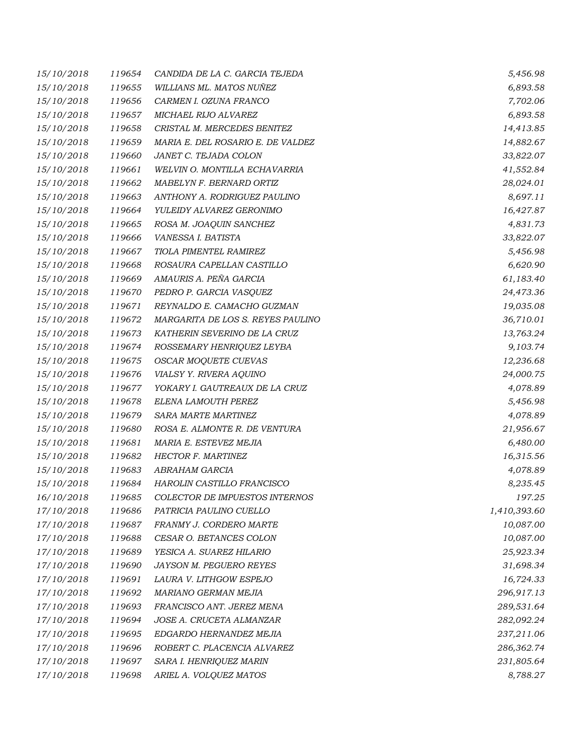| | | | |
|---|---|---|---|
| 15/10/2018 | 119654 | CANDIDA DE LA C. GARCIA TEJEDA | 5,456.98 |
| 15/10/2018 | 119655 | WILLIANS ML. MATOS NUÑEZ | 6,893.58 |
| 15/10/2018 | 119656 | CARMEN I. OZUNA FRANCO | 7,702.06 |
| 15/10/2018 | 119657 | MICHAEL RIJO ALVAREZ | 6,893.58 |
| 15/10/2018 | 119658 | CRISTAL M. MERCEDES BENITEZ | 14,413.85 |
| 15/10/2018 | 119659 | MARIA E. DEL ROSARIO E. DE VALDEZ | 14,882.67 |
| 15/10/2018 | 119660 | JANET C. TEJADA COLON | 33,822.07 |
| 15/10/2018 | 119661 | WELVIN O. MONTILLA ECHAVARRIA | 41,552.84 |
| 15/10/2018 | 119662 | MABELYN F. BERNARD ORTIZ | 28,024.01 |
| 15/10/2018 | 119663 | ANTHONY A. RODRIGUEZ PAULINO | 8,697.11 |
| 15/10/2018 | 119664 | YULEIDY ALVAREZ GERONIMO | 16,427.87 |
| 15/10/2018 | 119665 | ROSA M. JOAQUIN SANCHEZ | 4,831.73 |
| 15/10/2018 | 119666 | VANESSA I. BATISTA | 33,822.07 |
| 15/10/2018 | 119667 | TIOLA PIMENTEL RAMIREZ | 5,456.98 |
| 15/10/2018 | 119668 | ROSAURA CAPELLAN CASTILLO | 6,620.90 |
| 15/10/2018 | 119669 | AMAURIS A. PEÑA GARCIA | 61,183.40 |
| 15/10/2018 | 119670 | PEDRO P. GARCIA VASQUEZ | 24,473.36 |
| 15/10/2018 | 119671 | REYNALDO E. CAMACHO GUZMAN | 19,035.08 |
| 15/10/2018 | 119672 | MARGARITA DE LOS S. REYES PAULINO | 36,710.01 |
| 15/10/2018 | 119673 | KATHERIN SEVERINO DE LA CRUZ | 13,763.24 |
| 15/10/2018 | 119674 | ROSSEMARY HENRIQUEZ LEYBA | 9,103.74 |
| 15/10/2018 | 119675 | OSCAR MOQUETE CUEVAS | 12,236.68 |
| 15/10/2018 | 119676 | VIALSY Y. RIVERA AQUINO | 24,000.75 |
| 15/10/2018 | 119677 | YOKARY I. GAUTREAUX DE LA CRUZ | 4,078.89 |
| 15/10/2018 | 119678 | ELENA LAMOUTH PEREZ | 5,456.98 |
| 15/10/2018 | 119679 | SARA MARTE MARTINEZ | 4,078.89 |
| 15/10/2018 | 119680 | ROSA E. ALMONTE R. DE VENTURA | 21,956.67 |
| 15/10/2018 | 119681 | MARIA E. ESTEVEZ MEJIA | 6,480.00 |
| 15/10/2018 | 119682 | HECTOR F. MARTINEZ | 16,315.56 |
| 15/10/2018 | 119683 | ABRAHAM GARCIA | 4,078.89 |
| 15/10/2018 | 119684 | HAROLIN CASTILLO FRANCISCO | 8,235.45 |
| 16/10/2018 | 119685 | COLECTOR DE IMPUESTOS INTERNOS | 197.25 |
| 17/10/2018 | 119686 | PATRICIA PAULINO CUELLO | 1,410,393.60 |
| 17/10/2018 | 119687 | FRANMY J. CORDERO MARTE | 10,087.00 |
| 17/10/2018 | 119688 | CESAR O. BETANCES COLON | 10,087.00 |
| 17/10/2018 | 119689 | YESICA A. SUAREZ HILARIO | 25,923.34 |
| 17/10/2018 | 119690 | JAYSON M. PEGUERO REYES | 31,698.34 |
| 17/10/2018 | 119691 | LAURA V. LITHGOW ESPEJO | 16,724.33 |
| 17/10/2018 | 119692 | MARIANO GERMAN MEJIA | 296,917.13 |
| 17/10/2018 | 119693 | FRANCISCO ANT. JEREZ MENA | 289,531.64 |
| 17/10/2018 | 119694 | JOSE A. CRUCETA ALMANZAR | 282,092.24 |
| 17/10/2018 | 119695 | EDGARDO HERNANDEZ MEJIA | 237,211.06 |
| 17/10/2018 | 119696 | ROBERT C. PLACENCIA ALVAREZ | 286,362.74 |
| 17/10/2018 | 119697 | SARA I. HENRIQUEZ MARIN | 231,805.64 |
| 17/10/2018 | 119698 | ARIEL A. VOLQUEZ MATOS | 8,788.27 |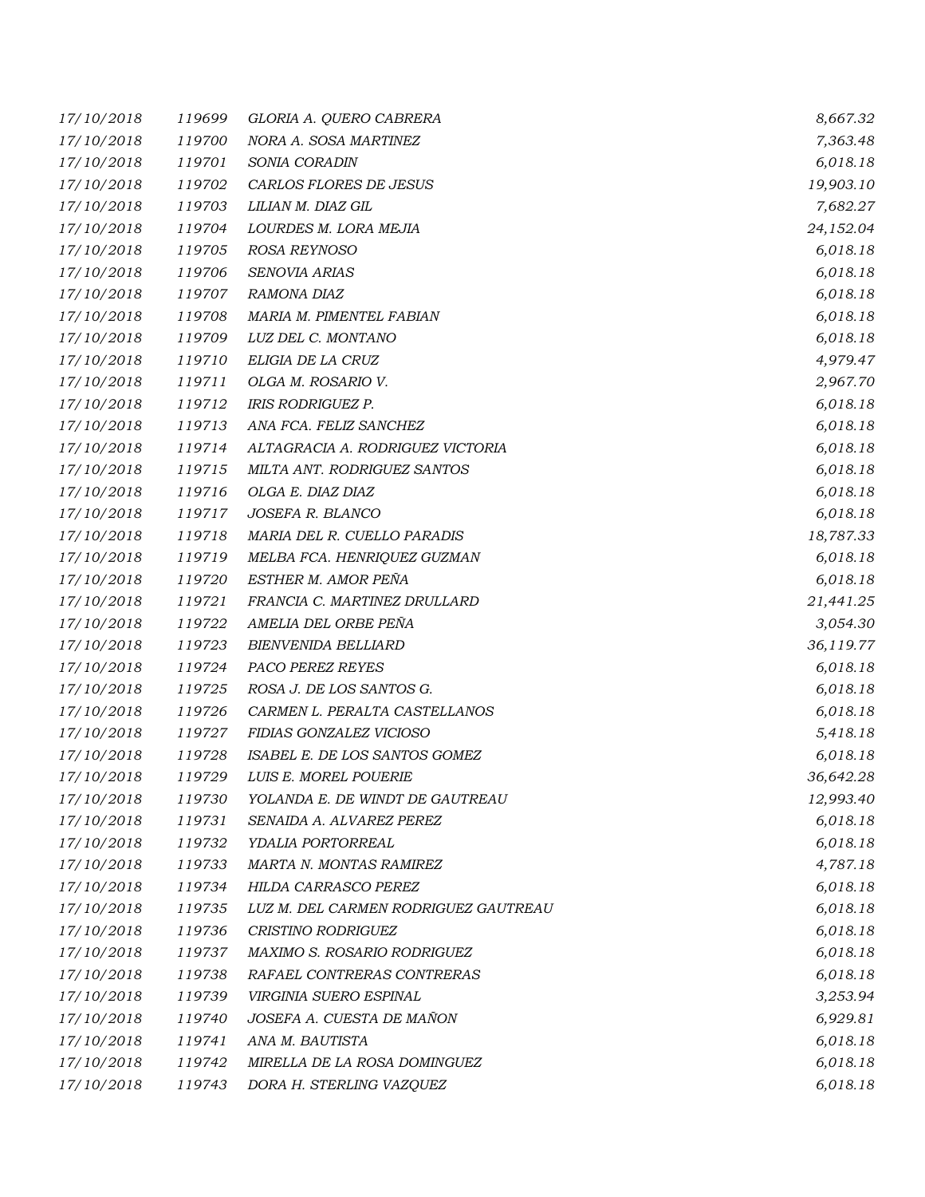| | | | |
|---|---|---|---|
| 17/10/2018 | 119699 | GLORIA A. QUERO CABRERA | 8,667.32 |
| 17/10/2018 | 119700 | NORA A. SOSA MARTINEZ | 7,363.48 |
| 17/10/2018 | 119701 | SONIA CORADIN | 6,018.18 |
| 17/10/2018 | 119702 | CARLOS FLORES DE JESUS | 19,903.10 |
| 17/10/2018 | 119703 | LILIAN M. DIAZ GIL | 7,682.27 |
| 17/10/2018 | 119704 | LOURDES M. LORA MEJIA | 24,152.04 |
| 17/10/2018 | 119705 | ROSA REYNOSO | 6,018.18 |
| 17/10/2018 | 119706 | SENOVIA ARIAS | 6,018.18 |
| 17/10/2018 | 119707 | RAMONA DIAZ | 6,018.18 |
| 17/10/2018 | 119708 | MARIA M. PIMENTEL FABIAN | 6,018.18 |
| 17/10/2018 | 119709 | LUZ DEL C. MONTANO | 6,018.18 |
| 17/10/2018 | 119710 | ELIGIA DE LA CRUZ | 4,979.47 |
| 17/10/2018 | 119711 | OLGA M. ROSARIO V. | 2,967.70 |
| 17/10/2018 | 119712 | IRIS RODRIGUEZ P. | 6,018.18 |
| 17/10/2018 | 119713 | ANA FCA. FELIZ SANCHEZ | 6,018.18 |
| 17/10/2018 | 119714 | ALTAGRACIA A. RODRIGUEZ VICTORIA | 6,018.18 |
| 17/10/2018 | 119715 | MILTA ANT. RODRIGUEZ SANTOS | 6,018.18 |
| 17/10/2018 | 119716 | OLGA E. DIAZ DIAZ | 6,018.18 |
| 17/10/2018 | 119717 | JOSEFA R. BLANCO | 6,018.18 |
| 17/10/2018 | 119718 | MARIA DEL R. CUELLO PARADIS | 18,787.33 |
| 17/10/2018 | 119719 | MELBA FCA. HENRIQUEZ GUZMAN | 6,018.18 |
| 17/10/2018 | 119720 | ESTHER M. AMOR PEÑA | 6,018.18 |
| 17/10/2018 | 119721 | FRANCIA C. MARTINEZ DRULLARD | 21,441.25 |
| 17/10/2018 | 119722 | AMELIA DEL ORBE PEÑA | 3,054.30 |
| 17/10/2018 | 119723 | BIENVENIDA BELLIARD | 36,119.77 |
| 17/10/2018 | 119724 | PACO PEREZ REYES | 6,018.18 |
| 17/10/2018 | 119725 | ROSA J. DE LOS SANTOS G. | 6,018.18 |
| 17/10/2018 | 119726 | CARMEN L. PERALTA CASTELLANOS | 6,018.18 |
| 17/10/2018 | 119727 | FIDIAS GONZALEZ VICIOSO | 5,418.18 |
| 17/10/2018 | 119728 | ISABEL E. DE LOS SANTOS GOMEZ | 6,018.18 |
| 17/10/2018 | 119729 | LUIS E. MOREL POUERIE | 36,642.28 |
| 17/10/2018 | 119730 | YOLANDA E. DE WINDT DE GAUTREAU | 12,993.40 |
| 17/10/2018 | 119731 | SENAIDA A. ALVAREZ PEREZ | 6,018.18 |
| 17/10/2018 | 119732 | YDALIA PORTORREAL | 6,018.18 |
| 17/10/2018 | 119733 | MARTA N. MONTAS RAMIREZ | 4,787.18 |
| 17/10/2018 | 119734 | HILDA CARRASCO PEREZ | 6,018.18 |
| 17/10/2018 | 119735 | LUZ M. DEL CARMEN RODRIGUEZ GAUTREAU | 6,018.18 |
| 17/10/2018 | 119736 | CRISTINO RODRIGUEZ | 6,018.18 |
| 17/10/2018 | 119737 | MAXIMO S. ROSARIO RODRIGUEZ | 6,018.18 |
| 17/10/2018 | 119738 | RAFAEL CONTRERAS CONTRERAS | 6,018.18 |
| 17/10/2018 | 119739 | VIRGINIA SUERO ESPINAL | 3,253.94 |
| 17/10/2018 | 119740 | JOSEFA A. CUESTA DE MAÑON | 6,929.81 |
| 17/10/2018 | 119741 | ANA M. BAUTISTA | 6,018.18 |
| 17/10/2018 | 119742 | MIRELLA DE LA ROSA DOMINGUEZ | 6,018.18 |
| 17/10/2018 | 119743 | DORA H. STERLING VAZQUEZ | 6,018.18 |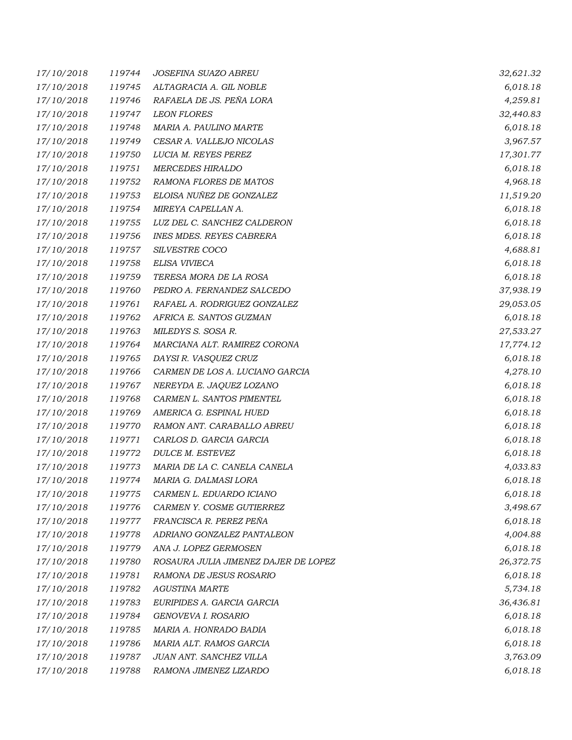| | | | |
|---|---|---|---|
| *17/10/2018* | *119744* | *JOSEFINA SUAZO ABREU* | *32,621.32* |
| *17/10/2018* | *119745* | *ALTAGRACIA A. GIL NOBLE* | *6,018.18* |
| *17/10/2018* | *119746* | *RAFAELA DE JS. PEÑA LORA* | *4,259.81* |
| *17/10/2018* | *119747* | *LEON FLORES* | *32,440.83* |
| *17/10/2018* | *119748* | *MARIA A. PAULINO MARTE* | *6,018.18* |
| *17/10/2018* | *119749* | *CESAR A. VALLEJO NICOLAS* | *3,967.57* |
| *17/10/2018* | *119750* | *LUCIA M. REYES PEREZ* | *17,301.77* |
| *17/10/2018* | *119751* | *MERCEDES HIRALDO* | *6,018.18* |
| *17/10/2018* | *119752* | *RAMONA FLORES DE MATOS* | *4,968.18* |
| *17/10/2018* | *119753* | *ELOISA NUÑEZ DE GONZALEZ* | *11,519.20* |
| *17/10/2018* | *119754* | *MIREYA CAPELLAN A.* | *6,018.18* |
| *17/10/2018* | *119755* | *LUZ DEL C. SANCHEZ CALDERON* | *6,018.18* |
| *17/10/2018* | *119756* | *INES MDES. REYES CABRERA* | *6,018.18* |
| *17/10/2018* | *119757* | *SILVESTRE COCO* | *4,688.81* |
| *17/10/2018* | *119758* | *ELISA VIVIECA* | *6,018.18* |
| *17/10/2018* | *119759* | *TERESA MORA DE LA ROSA* | *6,018.18* |
| *17/10/2018* | *119760* | *PEDRO A. FERNANDEZ SALCEDO* | *37,938.19* |
| *17/10/2018* | *119761* | *RAFAEL A. RODRIGUEZ GONZALEZ* | *29,053.05* |
| *17/10/2018* | *119762* | *AFRICA E. SANTOS GUZMAN* | *6,018.18* |
| *17/10/2018* | *119763* | *MILEDYS S. SOSA R.* | *27,533.27* |
| *17/10/2018* | *119764* | *MARCIANA ALT. RAMIREZ CORONA* | *17,774.12* |
| *17/10/2018* | *119765* | *DAYSI R. VASQUEZ CRUZ* | *6,018.18* |
| *17/10/2018* | *119766* | *CARMEN DE LOS A. LUCIANO GARCIA* | *4,278.10* |
| *17/10/2018* | *119767* | *NEREYDA E. JAQUEZ LOZANO* | *6,018.18* |
| *17/10/2018* | *119768* | *CARMEN L. SANTOS PIMENTEL* | *6,018.18* |
| *17/10/2018* | *119769* | *AMERICA G. ESPINAL HUED* | *6,018.18* |
| *17/10/2018* | *119770* | *RAMON ANT. CARABALLO ABREU* | *6,018.18* |
| *17/10/2018* | *119771* | *CARLOS D. GARCIA GARCIA* | *6,018.18* |
| *17/10/2018* | *119772* | *DULCE M. ESTEVEZ* | *6,018.18* |
| *17/10/2018* | *119773* | *MARIA DE LA C. CANELA CANELA* | *4,033.83* |
| *17/10/2018* | *119774* | *MARIA G. DALMASI LORA* | *6,018.18* |
| *17/10/2018* | *119775* | *CARMEN L. EDUARDO ICIANO* | *6,018.18* |
| *17/10/2018* | *119776* | *CARMEN Y. COSME GUTIERREZ* | *3,498.67* |
| *17/10/2018* | *119777* | *FRANCISCA R. PEREZ PEÑA* | *6,018.18* |
| *17/10/2018* | *119778* | *ADRIANO GONZALEZ PANTALEON* | *4,004.88* |
| *17/10/2018* | *119779* | *ANA J. LOPEZ GERMOSEN* | *6,018.18* |
| *17/10/2018* | *119780* | *ROSAURA JULIA JIMENEZ DAJER DE LOPEZ* | *26,372.75* |
| *17/10/2018* | *119781* | *RAMONA DE JESUS ROSARIO* | *6,018.18* |
| *17/10/2018* | *119782* | *AGUSTINA MARTE* | *5,734.18* |
| *17/10/2018* | *119783* | *EURIPIDES A. GARCIA GARCIA* | *36,436.81* |
| *17/10/2018* | *119784* | *GENOVEVA I. ROSARIO* | *6,018.18* |
| *17/10/2018* | *119785* | *MARIA A. HONRADO BADIA* | *6,018.18* |
| *17/10/2018* | *119786* | *MARIA ALT. RAMOS GARCIA* | *6,018.18* |
| *17/10/2018* | *119787* | *JUAN ANT. SANCHEZ VILLA* | *3,763.09* |
| *17/10/2018* | *119788* | *RAMONA JIMENEZ LIZARDO* | *6,018.18* |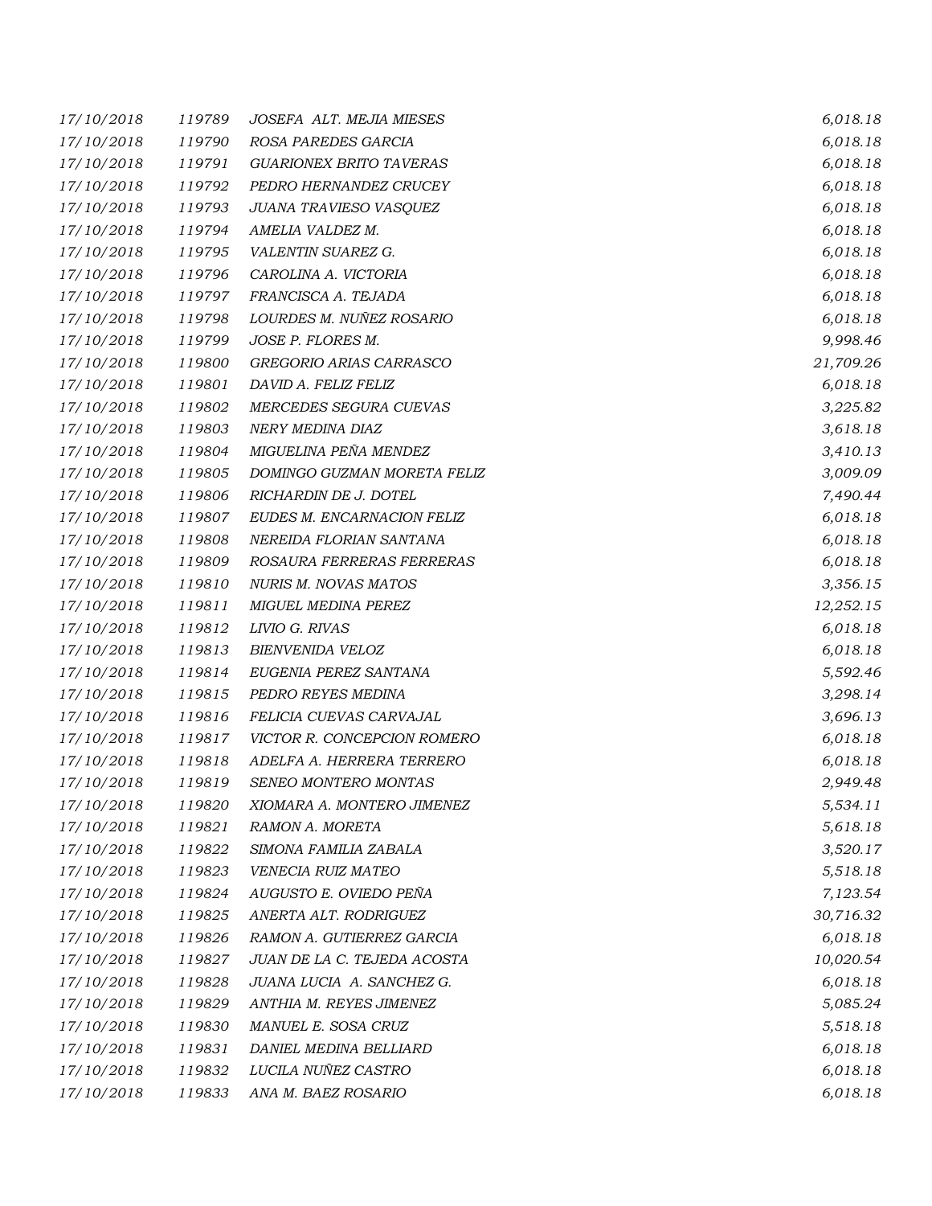| | | | |
|---|---|---|---|
| 17/10/2018 | 119789 | JOSEFA ALT. MEJIA MIESES | 6,018.18 |
| 17/10/2018 | 119790 | ROSA PAREDES GARCIA | 6,018.18 |
| 17/10/2018 | 119791 | GUARIONEX BRITO TAVERAS | 6,018.18 |
| 17/10/2018 | 119792 | PEDRO HERNANDEZ CRUCEY | 6,018.18 |
| 17/10/2018 | 119793 | JUANA TRAVIESO VASQUEZ | 6,018.18 |
| 17/10/2018 | 119794 | AMELIA VALDEZ M. | 6,018.18 |
| 17/10/2018 | 119795 | VALENTIN SUAREZ G. | 6,018.18 |
| 17/10/2018 | 119796 | CAROLINA A. VICTORIA | 6,018.18 |
| 17/10/2018 | 119797 | FRANCISCA A. TEJADA | 6,018.18 |
| 17/10/2018 | 119798 | LOURDES M. NUÑEZ ROSARIO | 6,018.18 |
| 17/10/2018 | 119799 | JOSE P. FLORES M. | 9,998.46 |
| 17/10/2018 | 119800 | GREGORIO ARIAS CARRASCO | 21,709.26 |
| 17/10/2018 | 119801 | DAVID A. FELIZ FELIZ | 6,018.18 |
| 17/10/2018 | 119802 | MERCEDES SEGURA CUEVAS | 3,225.82 |
| 17/10/2018 | 119803 | NERY MEDINA DIAZ | 3,618.18 |
| 17/10/2018 | 119804 | MIGUELINA PEÑA MENDEZ | 3,410.13 |
| 17/10/2018 | 119805 | DOMINGO GUZMAN MORETA FELIZ | 3,009.09 |
| 17/10/2018 | 119806 | RICHARDIN DE J. DOTEL | 7,490.44 |
| 17/10/2018 | 119807 | EUDES M. ENCARNACION FELIZ | 6,018.18 |
| 17/10/2018 | 119808 | NEREIDA FLORIAN SANTANA | 6,018.18 |
| 17/10/2018 | 119809 | ROSAURA FERRERAS FERRERAS | 6,018.18 |
| 17/10/2018 | 119810 | NURIS M. NOVAS MATOS | 3,356.15 |
| 17/10/2018 | 119811 | MIGUEL MEDINA PEREZ | 12,252.15 |
| 17/10/2018 | 119812 | LIVIO G. RIVAS | 6,018.18 |
| 17/10/2018 | 119813 | BIENVENIDA VELOZ | 6,018.18 |
| 17/10/2018 | 119814 | EUGENIA PEREZ SANTANA | 5,592.46 |
| 17/10/2018 | 119815 | PEDRO REYES MEDINA | 3,298.14 |
| 17/10/2018 | 119816 | FELICIA CUEVAS CARVAJAL | 3,696.13 |
| 17/10/2018 | 119817 | VICTOR R. CONCEPCION ROMERO | 6,018.18 |
| 17/10/2018 | 119818 | ADELFA A. HERRERA TERRERO | 6,018.18 |
| 17/10/2018 | 119819 | SENEO MONTERO MONTAS | 2,949.48 |
| 17/10/2018 | 119820 | XIOMARA A. MONTERO JIMENEZ | 5,534.11 |
| 17/10/2018 | 119821 | RAMON A. MORETA | 5,618.18 |
| 17/10/2018 | 119822 | SIMONA FAMILIA ZABALA | 3,520.17 |
| 17/10/2018 | 119823 | VENECIA RUIZ MATEO | 5,518.18 |
| 17/10/2018 | 119824 | AUGUSTO E. OVIEDO PEÑA | 7,123.54 |
| 17/10/2018 | 119825 | ANERTA ALT. RODRIGUEZ | 30,716.32 |
| 17/10/2018 | 119826 | RAMON A. GUTIERREZ GARCIA | 6,018.18 |
| 17/10/2018 | 119827 | JUAN DE LA C. TEJEDA ACOSTA | 10,020.54 |
| 17/10/2018 | 119828 | JUANA LUCIA A. SANCHEZ G. | 6,018.18 |
| 17/10/2018 | 119829 | ANTHIA M. REYES JIMENEZ | 5,085.24 |
| 17/10/2018 | 119830 | MANUEL E. SOSA CRUZ | 5,518.18 |
| 17/10/2018 | 119831 | DANIEL MEDINA BELLIARD | 6,018.18 |
| 17/10/2018 | 119832 | LUCILA NUÑEZ CASTRO | 6,018.18 |
| 17/10/2018 | 119833 | ANA M. BAEZ ROSARIO | 6,018.18 |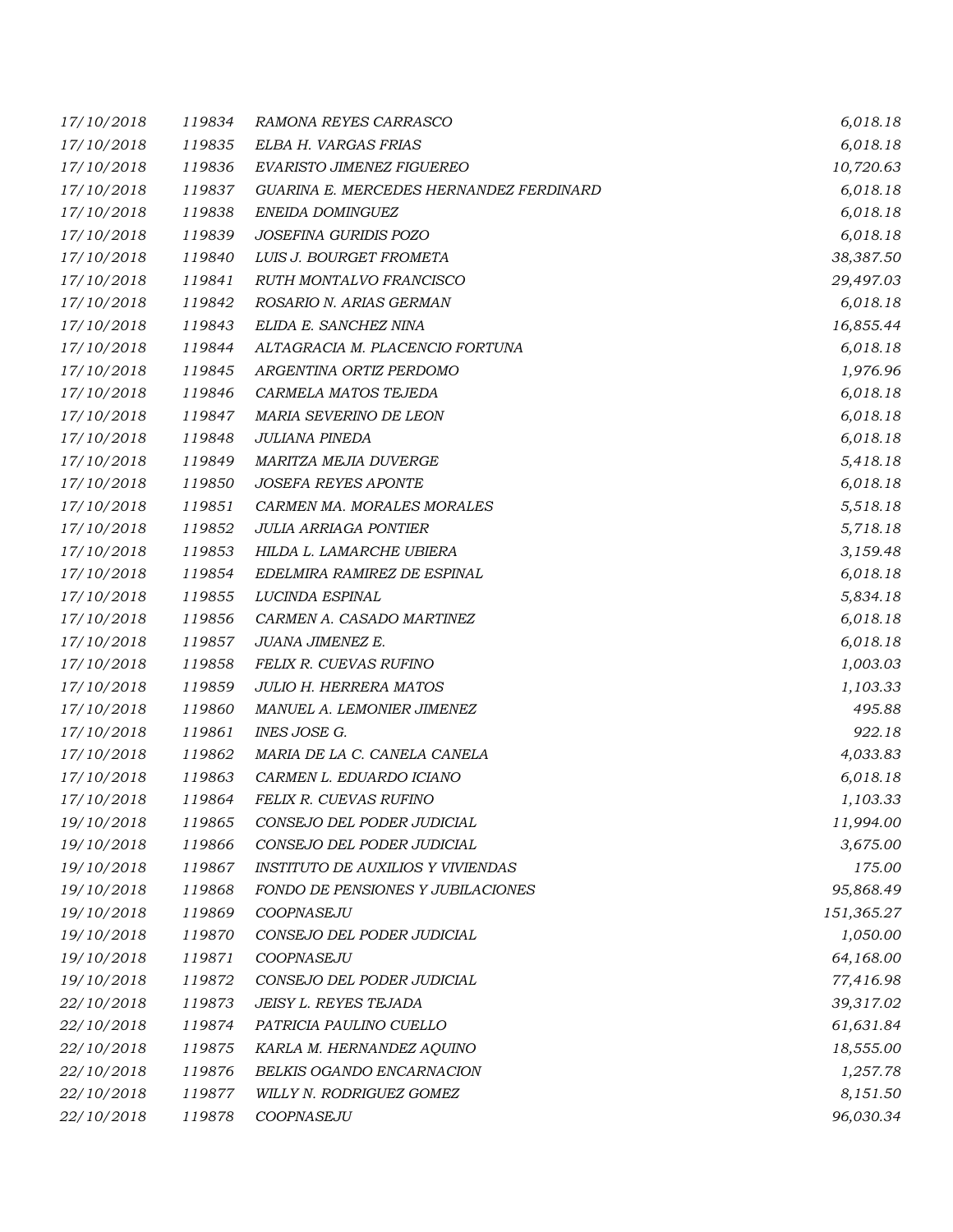| | | | |
|---|---|---|---|
| 17/10/2018 | 119834 | RAMONA REYES CARRASCO | 6,018.18 |
| 17/10/2018 | 119835 | ELBA H. VARGAS FRIAS | 6,018.18 |
| 17/10/2018 | 119836 | EVARISTO JIMENEZ FIGUEREO | 10,720.63 |
| 17/10/2018 | 119837 | GUARINA E. MERCEDES HERNANDEZ FERDINARD | 6,018.18 |
| 17/10/2018 | 119838 | ENEIDA DOMINGUEZ | 6,018.18 |
| 17/10/2018 | 119839 | JOSEFINA GURIDIS POZO | 6,018.18 |
| 17/10/2018 | 119840 | LUIS J. BOURGET FROMETA | 38,387.50 |
| 17/10/2018 | 119841 | RUTH MONTALVO FRANCISCO | 29,497.03 |
| 17/10/2018 | 119842 | ROSARIO N. ARIAS GERMAN | 6,018.18 |
| 17/10/2018 | 119843 | ELIDA E. SANCHEZ NINA | 16,855.44 |
| 17/10/2018 | 119844 | ALTAGRACIA M. PLACENCIO FORTUNA | 6,018.18 |
| 17/10/2018 | 119845 | ARGENTINA ORTIZ PERDOMO | 1,976.96 |
| 17/10/2018 | 119846 | CARMELA MATOS TEJEDA | 6,018.18 |
| 17/10/2018 | 119847 | MARIA SEVERINO DE LEON | 6,018.18 |
| 17/10/2018 | 119848 | JULIANA PINEDA | 6,018.18 |
| 17/10/2018 | 119849 | MARITZA MEJIA DUVERGE | 5,418.18 |
| 17/10/2018 | 119850 | JOSEFA REYES APONTE | 6,018.18 |
| 17/10/2018 | 119851 | CARMEN MA. MORALES MORALES | 5,518.18 |
| 17/10/2018 | 119852 | JULIA ARRIAGA PONTIER | 5,718.18 |
| 17/10/2018 | 119853 | HILDA L. LAMARCHE UBIERA | 3,159.48 |
| 17/10/2018 | 119854 | EDELMIRA RAMIREZ DE ESPINAL | 6,018.18 |
| 17/10/2018 | 119855 | LUCINDA ESPINAL | 5,834.18 |
| 17/10/2018 | 119856 | CARMEN A. CASADO MARTINEZ | 6,018.18 |
| 17/10/2018 | 119857 | JUANA JIMENEZ E. | 6,018.18 |
| 17/10/2018 | 119858 | FELIX R. CUEVAS RUFINO | 1,003.03 |
| 17/10/2018 | 119859 | JULIO H. HERRERA MATOS | 1,103.33 |
| 17/10/2018 | 119860 | MANUEL A. LEMONIER JIMENEZ | 495.88 |
| 17/10/2018 | 119861 | INES JOSE G. | 922.18 |
| 17/10/2018 | 119862 | MARIA DE LA C. CANELA CANELA | 4,033.83 |
| 17/10/2018 | 119863 | CARMEN L. EDUARDO ICIANO | 6,018.18 |
| 17/10/2018 | 119864 | FELIX R. CUEVAS RUFINO | 1,103.33 |
| 19/10/2018 | 119865 | CONSEJO DEL PODER JUDICIAL | 11,994.00 |
| 19/10/2018 | 119866 | CONSEJO DEL PODER JUDICIAL | 3,675.00 |
| 19/10/2018 | 119867 | INSTITUTO DE AUXILIOS Y VIVIENDAS | 175.00 |
| 19/10/2018 | 119868 | FONDO DE PENSIONES Y JUBILACIONES | 95,868.49 |
| 19/10/2018 | 119869 | COOPNASEJU | 151,365.27 |
| 19/10/2018 | 119870 | CONSEJO DEL PODER JUDICIAL | 1,050.00 |
| 19/10/2018 | 119871 | COOPNASEJU | 64,168.00 |
| 19/10/2018 | 119872 | CONSEJO DEL PODER JUDICIAL | 77,416.98 |
| 22/10/2018 | 119873 | JEISY L. REYES TEJADA | 39,317.02 |
| 22/10/2018 | 119874 | PATRICIA PAULINO CUELLO | 61,631.84 |
| 22/10/2018 | 119875 | KARLA M. HERNANDEZ AQUINO | 18,555.00 |
| 22/10/2018 | 119876 | BELKIS OGANDO ENCARNACION | 1,257.78 |
| 22/10/2018 | 119877 | WILLY N. RODRIGUEZ GOMEZ | 8,151.50 |
| 22/10/2018 | 119878 | COOPNASEJU | 96,030.34 |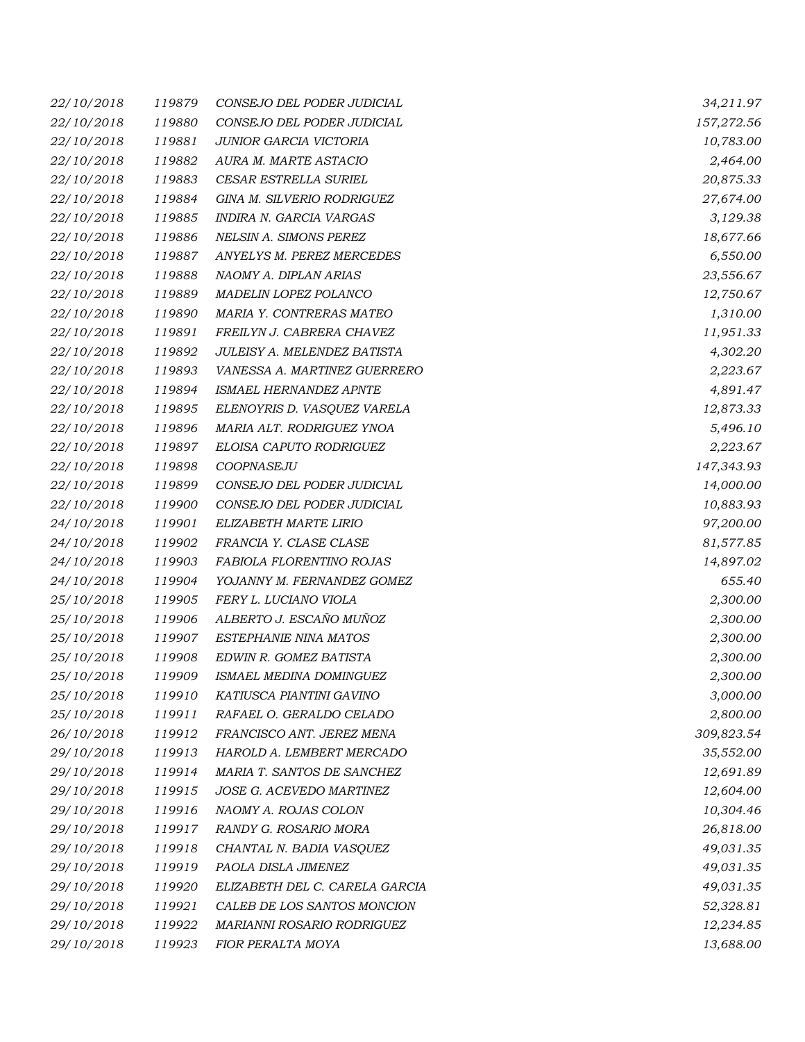| | | | |
|---|---|---|---|
| 22/10/2018 | 119879 | CONSEJO DEL PODER JUDICIAL | 34,211.97 |
| 22/10/2018 | 119880 | CONSEJO DEL PODER JUDICIAL | 157,272.56 |
| 22/10/2018 | 119881 | JUNIOR GARCIA VICTORIA | 10,783.00 |
| 22/10/2018 | 119882 | AURA M. MARTE ASTACIO | 2,464.00 |
| 22/10/2018 | 119883 | CESAR ESTRELLA SURIEL | 20,875.33 |
| 22/10/2018 | 119884 | GINA M. SILVERIO RODRIGUEZ | 27,674.00 |
| 22/10/2018 | 119885 | INDIRA N. GARCIA VARGAS | 3,129.38 |
| 22/10/2018 | 119886 | NELSIN A. SIMONS PEREZ | 18,677.66 |
| 22/10/2018 | 119887 | ANYELYS M. PEREZ MERCEDES | 6,550.00 |
| 22/10/2018 | 119888 | NAOMY A. DIPLAN ARIAS | 23,556.67 |
| 22/10/2018 | 119889 | MADELIN LOPEZ POLANCO | 12,750.67 |
| 22/10/2018 | 119890 | MARIA Y. CONTRERAS MATEO | 1,310.00 |
| 22/10/2018 | 119891 | FREILYN J. CABRERA CHAVEZ | 11,951.33 |
| 22/10/2018 | 119892 | JULEISY A. MELENDEZ BATISTA | 4,302.20 |
| 22/10/2018 | 119893 | VANESSA A. MARTINEZ GUERRERO | 2,223.67 |
| 22/10/2018 | 119894 | ISMAEL HERNANDEZ APNTE | 4,891.47 |
| 22/10/2018 | 119895 | ELENOYRIS D. VASQUEZ VARELA | 12,873.33 |
| 22/10/2018 | 119896 | MARIA ALT. RODRIGUEZ YNOA | 5,496.10 |
| 22/10/2018 | 119897 | ELOISA CAPUTO RODRIGUEZ | 2,223.67 |
| 22/10/2018 | 119898 | COOPNASEJU | 147,343.93 |
| 22/10/2018 | 119899 | CONSEJO DEL PODER JUDICIAL | 14,000.00 |
| 22/10/2018 | 119900 | CONSEJO DEL PODER JUDICIAL | 10,883.93 |
| 24/10/2018 | 119901 | ELIZABETH MARTE LIRIO | 97,200.00 |
| 24/10/2018 | 119902 | FRANCIA Y. CLASE CLASE | 81,577.85 |
| 24/10/2018 | 119903 | FABIOLA FLORENTINO ROJAS | 14,897.02 |
| 24/10/2018 | 119904 | YOJANNY M. FERNANDEZ GOMEZ | 655.40 |
| 25/10/2018 | 119905 | FERY L. LUCIANO VIOLA | 2,300.00 |
| 25/10/2018 | 119906 | ALBERTO J. ESCAÑO MUÑOZ | 2,300.00 |
| 25/10/2018 | 119907 | ESTEPHANIE NINA MATOS | 2,300.00 |
| 25/10/2018 | 119908 | EDWIN R. GOMEZ BATISTA | 2,300.00 |
| 25/10/2018 | 119909 | ISMAEL MEDINA DOMINGUEZ | 2,300.00 |
| 25/10/2018 | 119910 | KATIUSCA PIANTINI GAVINO | 3,000.00 |
| 25/10/2018 | 119911 | RAFAEL O. GERALDO CELADO | 2,800.00 |
| 26/10/2018 | 119912 | FRANCISCO ANT. JEREZ MENA | 309,823.54 |
| 29/10/2018 | 119913 | HAROLD A. LEMBERT MERCADO | 35,552.00 |
| 29/10/2018 | 119914 | MARIA T. SANTOS DE SANCHEZ | 12,691.89 |
| 29/10/2018 | 119915 | JOSE G. ACEVEDO MARTINEZ | 12,604.00 |
| 29/10/2018 | 119916 | NAOMY A. ROJAS COLON | 10,304.46 |
| 29/10/2018 | 119917 | RANDY G. ROSARIO MORA | 26,818.00 |
| 29/10/2018 | 119918 | CHANTAL N. BADIA VASQUEZ | 49,031.35 |
| 29/10/2018 | 119919 | PAOLA DISLA JIMENEZ | 49,031.35 |
| 29/10/2018 | 119920 | ELIZABETH DEL C. CARELA GARCIA | 49,031.35 |
| 29/10/2018 | 119921 | CALEB DE LOS SANTOS MONCION | 52,328.81 |
| 29/10/2018 | 119922 | MARIANNI ROSARIO RODRIGUEZ | 12,234.85 |
| 29/10/2018 | 119923 | FIOR PERALTA MOYA | 13,688.00 |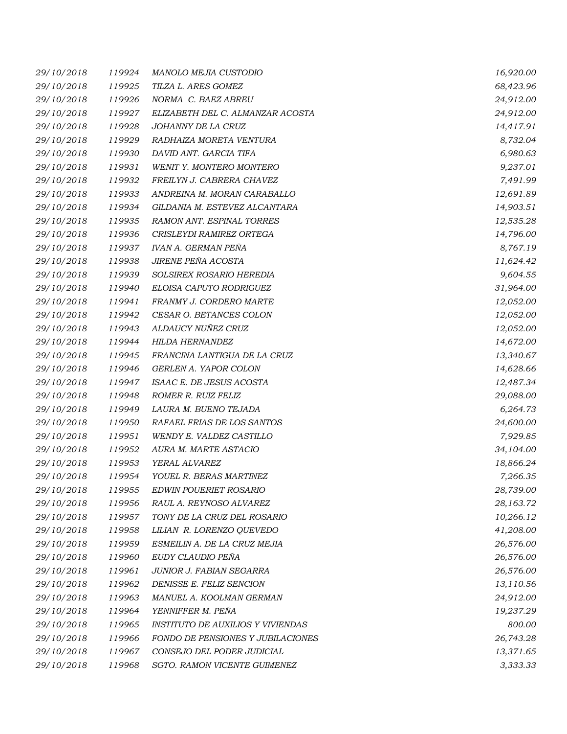| | | | |
|---|---|---|---|
| 29/10/2018 | 119924 | MANOLO MEJIA CUSTODIO | 16,920.00 |
| 29/10/2018 | 119925 | TILZA L. ARES GOMEZ | 68,423.96 |
| 29/10/2018 | 119926 | NORMA C. BAEZ ABREU | 24,912.00 |
| 29/10/2018 | 119927 | ELIZABETH DEL C. ALMANZAR ACOSTA | 24,912.00 |
| 29/10/2018 | 119928 | JOHANNY DE LA CRUZ | 14,417.91 |
| 29/10/2018 | 119929 | RADHAIZA MORETA VENTURA | 8,732.04 |
| 29/10/2018 | 119930 | DAVID ANT. GARCIA TIFA | 6,980.63 |
| 29/10/2018 | 119931 | WENIT Y. MONTERO MONTERO | 9,237.01 |
| 29/10/2018 | 119932 | FREILYN J. CABRERA CHAVEZ | 7,491.99 |
| 29/10/2018 | 119933 | ANDREINA M. MORAN CARABALLO | 12,691.89 |
| 29/10/2018 | 119934 | GILDANIA M. ESTEVEZ ALCANTARA | 14,903.51 |
| 29/10/2018 | 119935 | RAMON ANT. ESPINAL TORRES | 12,535.28 |
| 29/10/2018 | 119936 | CRISLEYDI RAMIREZ ORTEGA | 14,796.00 |
| 29/10/2018 | 119937 | IVAN A. GERMAN PEÑA | 8,767.19 |
| 29/10/2018 | 119938 | JIRENE PEÑA ACOSTA | 11,624.42 |
| 29/10/2018 | 119939 | SOLSIREX ROSARIO HEREDIA | 9,604.55 |
| 29/10/2018 | 119940 | ELOISA CAPUTO RODRIGUEZ | 31,964.00 |
| 29/10/2018 | 119941 | FRANMY J. CORDERO MARTE | 12,052.00 |
| 29/10/2018 | 119942 | CESAR O. BETANCES COLON | 12,052.00 |
| 29/10/2018 | 119943 | ALDAUCY NUÑEZ CRUZ | 12,052.00 |
| 29/10/2018 | 119944 | HILDA HERNANDEZ | 14,672.00 |
| 29/10/2018 | 119945 | FRANCINA LANTIGUA DE LA CRUZ | 13,340.67 |
| 29/10/2018 | 119946 | GERLEN A. YAPOR COLON | 14,628.66 |
| 29/10/2018 | 119947 | ISAAC E. DE JESUS ACOSTA | 12,487.34 |
| 29/10/2018 | 119948 | ROMER R. RUIZ FELIZ | 29,088.00 |
| 29/10/2018 | 119949 | LAURA M. BUENO TEJADA | 6,264.73 |
| 29/10/2018 | 119950 | RAFAEL FRIAS DE LOS SANTOS | 24,600.00 |
| 29/10/2018 | 119951 | WENDY E. VALDEZ CASTILLO | 7,929.85 |
| 29/10/2018 | 119952 | AURA M. MARTE ASTACIO | 34,104.00 |
| 29/10/2018 | 119953 | YERAL ALVAREZ | 18,866.24 |
| 29/10/2018 | 119954 | YOUEL R. BERAS MARTINEZ | 7,266.35 |
| 29/10/2018 | 119955 | EDWIN POUERIET ROSARIO | 28,739.00 |
| 29/10/2018 | 119956 | RAUL A. REYNOSO ALVAREZ | 28,163.72 |
| 29/10/2018 | 119957 | TONY DE LA CRUZ DEL ROSARIO | 10,266.12 |
| 29/10/2018 | 119958 | LILIAN R. LORENZO QUEVEDO | 41,208.00 |
| 29/10/2018 | 119959 | ESMEILIN A. DE LA CRUZ MEJIA | 26,576.00 |
| 29/10/2018 | 119960 | EUDY CLAUDIO PEÑA | 26,576.00 |
| 29/10/2018 | 119961 | JUNIOR J. FABIAN SEGARRA | 26,576.00 |
| 29/10/2018 | 119962 | DENISSE E. FELIZ SENCION | 13,110.56 |
| 29/10/2018 | 119963 | MANUEL A. KOOLMAN GERMAN | 24,912.00 |
| 29/10/2018 | 119964 | YENNIFFER M. PEÑA | 19,237.29 |
| 29/10/2018 | 119965 | INSTITUTO DE AUXILIOS Y VIVIENDAS | 800.00 |
| 29/10/2018 | 119966 | FONDO DE PENSIONES Y JUBILACIONES | 26,743.28 |
| 29/10/2018 | 119967 | CONSEJO DEL PODER JUDICIAL | 13,371.65 |
| 29/10/2018 | 119968 | SGTO. RAMON VICENTE GUIMENEZ | 3,333.33 |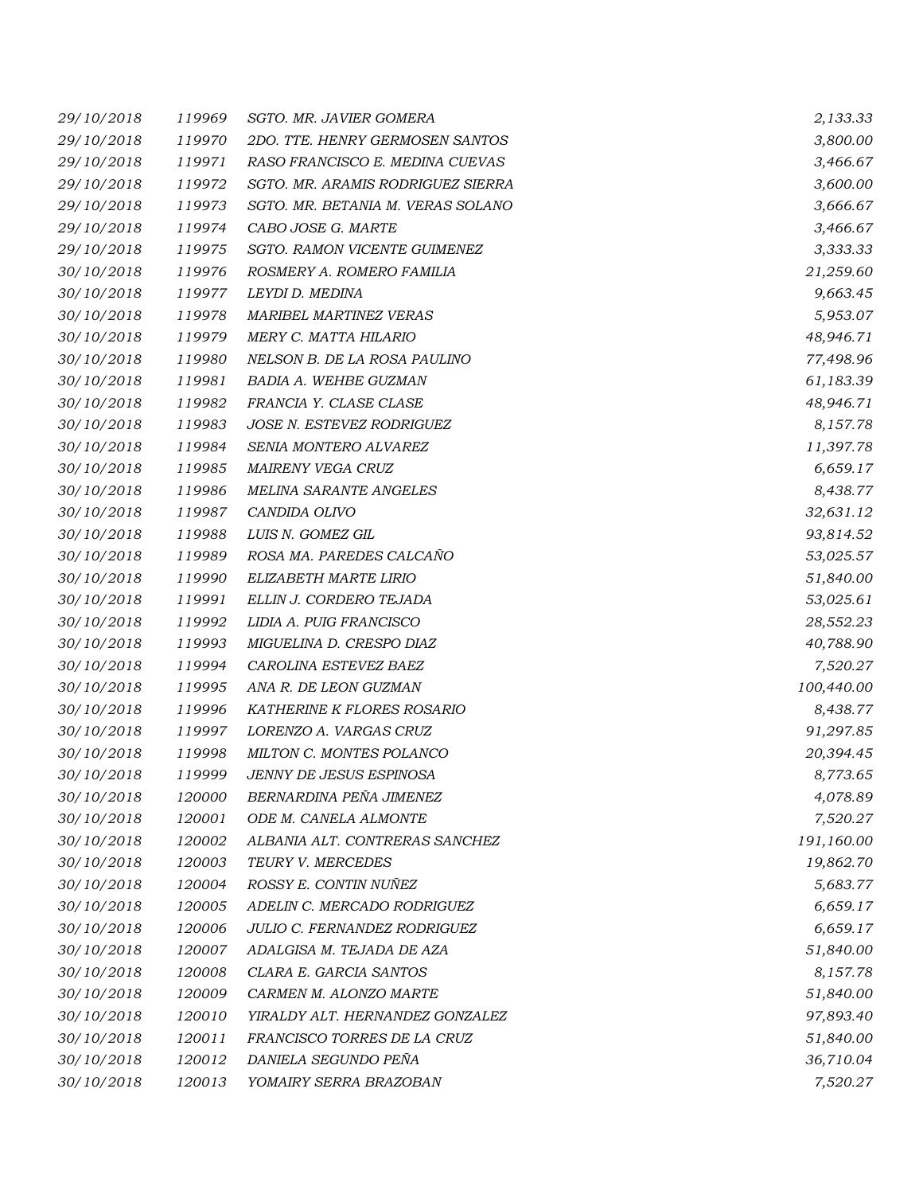| | | | |
|---|---|---|---|
| 29/10/2018 | 119969 | SGTO. MR. JAVIER GOMERA | 2,133.33 |
| 29/10/2018 | 119970 | 2DO. TTE. HENRY GERMOSEN SANTOS | 3,800.00 |
| 29/10/2018 | 119971 | RASO FRANCISCO E. MEDINA CUEVAS | 3,466.67 |
| 29/10/2018 | 119972 | SGTO. MR. ARAMIS RODRIGUEZ SIERRA | 3,600.00 |
| 29/10/2018 | 119973 | SGTO. MR. BETANIA M. VERAS SOLANO | 3,666.67 |
| 29/10/2018 | 119974 | CABO JOSE G. MARTE | 3,466.67 |
| 29/10/2018 | 119975 | SGTO. RAMON VICENTE GUIMENEZ | 3,333.33 |
| 30/10/2018 | 119976 | ROSMERY A. ROMERO FAMILIA | 21,259.60 |
| 30/10/2018 | 119977 | LEYDI D. MEDINA | 9,663.45 |
| 30/10/2018 | 119978 | MARIBEL MARTINEZ VERAS | 5,953.07 |
| 30/10/2018 | 119979 | MERY C. MATTA HILARIO | 48,946.71 |
| 30/10/2018 | 119980 | NELSON B. DE LA ROSA PAULINO | 77,498.96 |
| 30/10/2018 | 119981 | BADIA A. WEHBE GUZMAN | 61,183.39 |
| 30/10/2018 | 119982 | FRANCIA Y. CLASE CLASE | 48,946.71 |
| 30/10/2018 | 119983 | JOSE N. ESTEVEZ RODRIGUEZ | 8,157.78 |
| 30/10/2018 | 119984 | SENIA MONTERO ALVAREZ | 11,397.78 |
| 30/10/2018 | 119985 | MAIRENY VEGA CRUZ | 6,659.17 |
| 30/10/2018 | 119986 | MELINA SARANTE ANGELES | 8,438.77 |
| 30/10/2018 | 119987 | CANDIDA OLIVO | 32,631.12 |
| 30/10/2018 | 119988 | LUIS N. GOMEZ GIL | 93,814.52 |
| 30/10/2018 | 119989 | ROSA MA. PAREDES CALCAÑO | 53,025.57 |
| 30/10/2018 | 119990 | ELIZABETH MARTE LIRIO | 51,840.00 |
| 30/10/2018 | 119991 | ELLIN J. CORDERO TEJADA | 53,025.61 |
| 30/10/2018 | 119992 | LIDIA A. PUIG FRANCISCO | 28,552.23 |
| 30/10/2018 | 119993 | MIGUELINA D. CRESPO DIAZ | 40,788.90 |
| 30/10/2018 | 119994 | CAROLINA ESTEVEZ BAEZ | 7,520.27 |
| 30/10/2018 | 119995 | ANA R. DE LEON GUZMAN | 100,440.00 |
| 30/10/2018 | 119996 | KATHERINE K FLORES ROSARIO | 8,438.77 |
| 30/10/2018 | 119997 | LORENZO A. VARGAS CRUZ | 91,297.85 |
| 30/10/2018 | 119998 | MILTON C. MONTES POLANCO | 20,394.45 |
| 30/10/2018 | 119999 | JENNY DE JESUS ESPINOSA | 8,773.65 |
| 30/10/2018 | 120000 | BERNARDINA PEÑA JIMENEZ | 4,078.89 |
| 30/10/2018 | 120001 | ODE M. CANELA ALMONTE | 7,520.27 |
| 30/10/2018 | 120002 | ALBANIA ALT. CONTRERAS SANCHEZ | 191,160.00 |
| 30/10/2018 | 120003 | TEURY V. MERCEDES | 19,862.70 |
| 30/10/2018 | 120004 | ROSSY E. CONTIN NUÑEZ | 5,683.77 |
| 30/10/2018 | 120005 | ADELIN C. MERCADO RODRIGUEZ | 6,659.17 |
| 30/10/2018 | 120006 | JULIO C. FERNANDEZ RODRIGUEZ | 6,659.17 |
| 30/10/2018 | 120007 | ADALGISA M. TEJADA DE AZA | 51,840.00 |
| 30/10/2018 | 120008 | CLARA E. GARCIA SANTOS | 8,157.78 |
| 30/10/2018 | 120009 | CARMEN M. ALONZO MARTE | 51,840.00 |
| 30/10/2018 | 120010 | YIRALDY ALT. HERNANDEZ GONZALEZ | 97,893.40 |
| 30/10/2018 | 120011 | FRANCISCO TORRES DE LA CRUZ | 51,840.00 |
| 30/10/2018 | 120012 | DANIELA SEGUNDO PEÑA | 36,710.04 |
| 30/10/2018 | 120013 | YOMAIRY SERRA BRAZOBAN | 7,520.27 |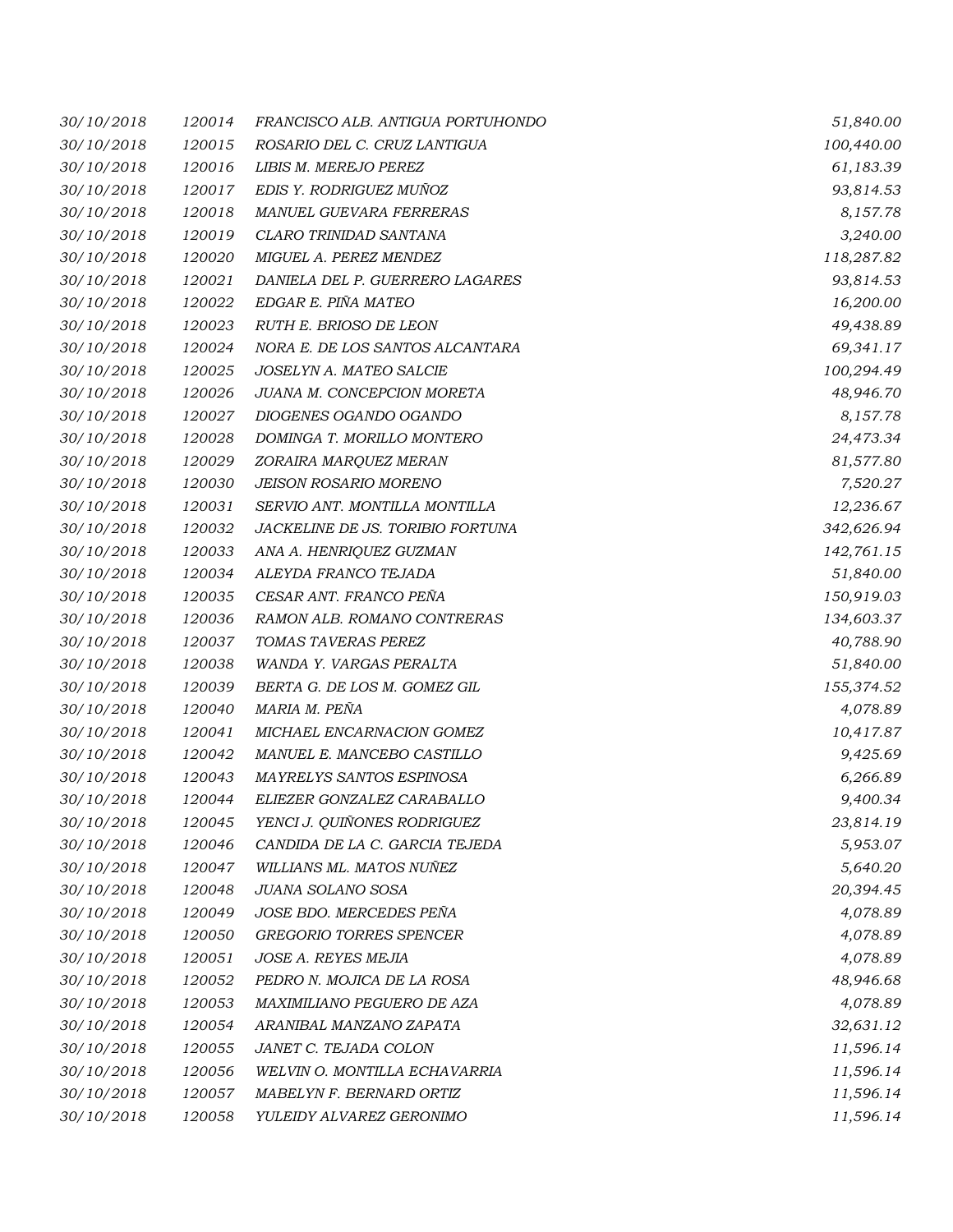| | | | |
|---|---|---|---|
| 30/10/2018 | 120014 | FRANCISCO ALB. ANTIGUA PORTUHONDO | 51,840.00 |
| 30/10/2018 | 120015 | ROSARIO DEL C. CRUZ LANTIGUA | 100,440.00 |
| 30/10/2018 | 120016 | LIBIS M. MEREJO PEREZ | 61,183.39 |
| 30/10/2018 | 120017 | EDIS Y. RODRIGUEZ MUÑOZ | 93,814.53 |
| 30/10/2018 | 120018 | MANUEL GUEVARA FERRERAS | 8,157.78 |
| 30/10/2018 | 120019 | CLARO TRINIDAD SANTANA | 3,240.00 |
| 30/10/2018 | 120020 | MIGUEL A. PEREZ MENDEZ | 118,287.82 |
| 30/10/2018 | 120021 | DANIELA DEL P. GUERRERO LAGARES | 93,814.53 |
| 30/10/2018 | 120022 | EDGAR E. PIÑA MATEO | 16,200.00 |
| 30/10/2018 | 120023 | RUTH E. BRIOSO DE LEON | 49,438.89 |
| 30/10/2018 | 120024 | NORA E. DE LOS SANTOS ALCANTARA | 69,341.17 |
| 30/10/2018 | 120025 | JOSELYN A. MATEO SALCIE | 100,294.49 |
| 30/10/2018 | 120026 | JUANA M. CONCEPCION MORETA | 48,946.70 |
| 30/10/2018 | 120027 | DIOGENES OGANDO OGANDO | 8,157.78 |
| 30/10/2018 | 120028 | DOMINGA T. MORILLO MONTERO | 24,473.34 |
| 30/10/2018 | 120029 | ZORAIRA MARQUEZ MERAN | 81,577.80 |
| 30/10/2018 | 120030 | JEISON ROSARIO MORENO | 7,520.27 |
| 30/10/2018 | 120031 | SERVIO ANT. MONTILLA MONTILLA | 12,236.67 |
| 30/10/2018 | 120032 | JACKELINE DE JS. TORIBIO FORTUNA | 342,626.94 |
| 30/10/2018 | 120033 | ANA A. HENRIQUEZ GUZMAN | 142,761.15 |
| 30/10/2018 | 120034 | ALEYDA FRANCO TEJADA | 51,840.00 |
| 30/10/2018 | 120035 | CESAR ANT. FRANCO PEÑA | 150,919.03 |
| 30/10/2018 | 120036 | RAMON ALB. ROMANO CONTRERAS | 134,603.37 |
| 30/10/2018 | 120037 | TOMAS TAVERAS PEREZ | 40,788.90 |
| 30/10/2018 | 120038 | WANDA Y. VARGAS PERALTA | 51,840.00 |
| 30/10/2018 | 120039 | BERTA G. DE LOS M. GOMEZ GIL | 155,374.52 |
| 30/10/2018 | 120040 | MARIA M. PEÑA | 4,078.89 |
| 30/10/2018 | 120041 | MICHAEL ENCARNACION GOMEZ | 10,417.87 |
| 30/10/2018 | 120042 | MANUEL E. MANCEBO CASTILLO | 9,425.69 |
| 30/10/2018 | 120043 | MAYRELYS SANTOS ESPINOSA | 6,266.89 |
| 30/10/2018 | 120044 | ELIEZER GONZALEZ CARABALLO | 9,400.34 |
| 30/10/2018 | 120045 | YENCI J. QUIÑONES RODRIGUEZ | 23,814.19 |
| 30/10/2018 | 120046 | CANDIDA DE LA C. GARCIA TEJEDA | 5,953.07 |
| 30/10/2018 | 120047 | WILLIANS ML. MATOS NUÑEZ | 5,640.20 |
| 30/10/2018 | 120048 | JUANA SOLANO SOSA | 20,394.45 |
| 30/10/2018 | 120049 | JOSE BDO. MERCEDES PEÑA | 4,078.89 |
| 30/10/2018 | 120050 | GREGORIO TORRES SPENCER | 4,078.89 |
| 30/10/2018 | 120051 | JOSE A. REYES MEJIA | 4,078.89 |
| 30/10/2018 | 120052 | PEDRO N. MOJICA DE LA ROSA | 48,946.68 |
| 30/10/2018 | 120053 | MAXIMILIANO PEGUERO DE AZA | 4,078.89 |
| 30/10/2018 | 120054 | ARANIBAL MANZANO ZAPATA | 32,631.12 |
| 30/10/2018 | 120055 | JANET C. TEJADA COLON | 11,596.14 |
| 30/10/2018 | 120056 | WELVIN O. MONTILLA ECHAVARRIA | 11,596.14 |
| 30/10/2018 | 120057 | MABELYN F. BERNARD ORTIZ | 11,596.14 |
| 30/10/2018 | 120058 | YULEIDY ALVAREZ GERONIMO | 11,596.14 |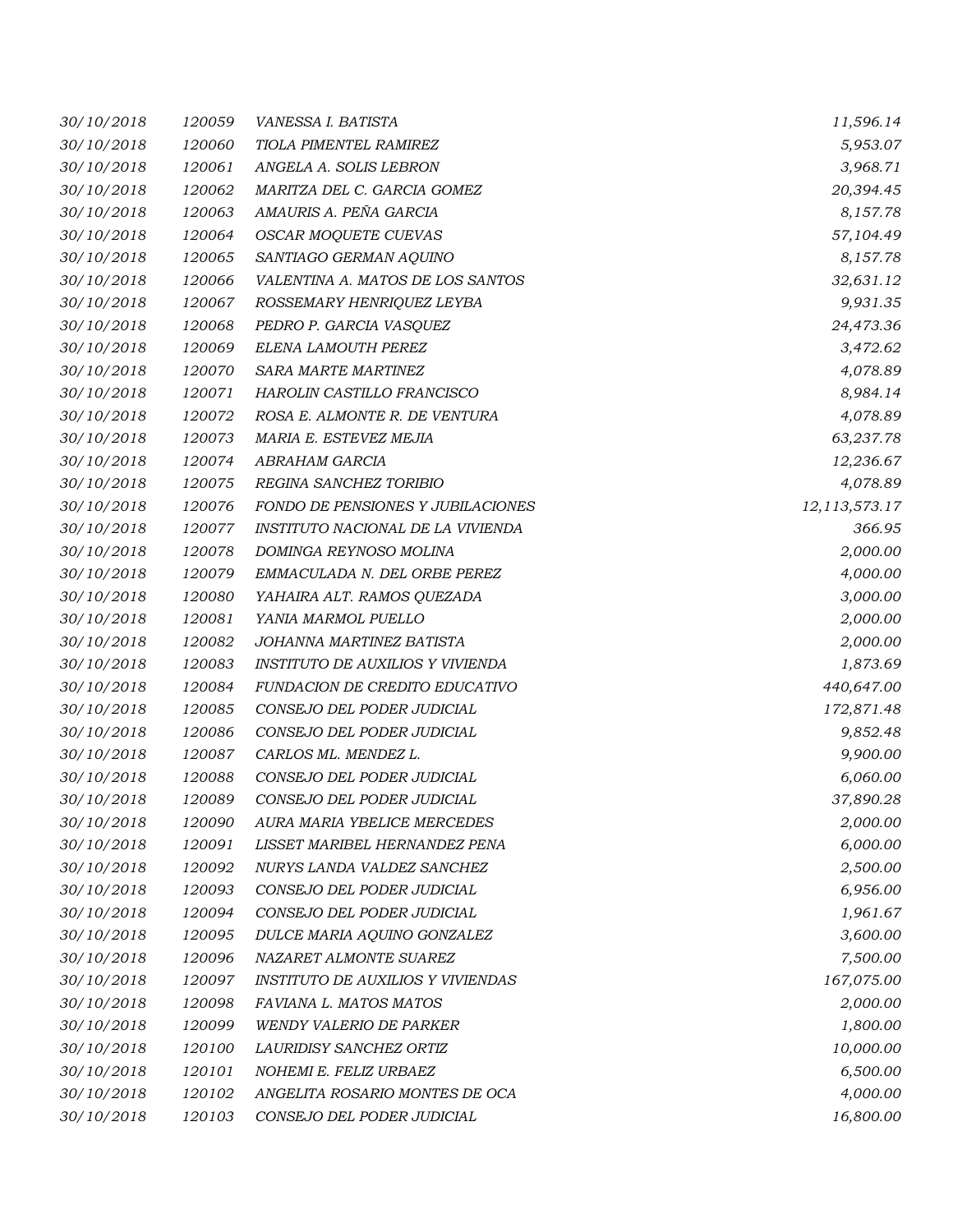| | | | |
|---|---|---|---|
| 30/10/2018 | 120059 | VANESSA I. BATISTA | 11,596.14 |
| 30/10/2018 | 120060 | TIOLA PIMENTEL RAMIREZ | 5,953.07 |
| 30/10/2018 | 120061 | ANGELA A. SOLIS LEBRON | 3,968.71 |
| 30/10/2018 | 120062 | MARITZA DEL C. GARCIA GOMEZ | 20,394.45 |
| 30/10/2018 | 120063 | AMAURIS A. PEÑA GARCIA | 8,157.78 |
| 30/10/2018 | 120064 | OSCAR MOQUETE CUEVAS | 57,104.49 |
| 30/10/2018 | 120065 | SANTIAGO GERMAN AQUINO | 8,157.78 |
| 30/10/2018 | 120066 | VALENTINA A. MATOS DE LOS SANTOS | 32,631.12 |
| 30/10/2018 | 120067 | ROSSEMARY HENRIQUEZ LEYBA | 9,931.35 |
| 30/10/2018 | 120068 | PEDRO P. GARCIA VASQUEZ | 24,473.36 |
| 30/10/2018 | 120069 | ELENA LAMOUTH PEREZ | 3,472.62 |
| 30/10/2018 | 120070 | SARA MARTE MARTINEZ | 4,078.89 |
| 30/10/2018 | 120071 | HAROLIN CASTILLO FRANCISCO | 8,984.14 |
| 30/10/2018 | 120072 | ROSA E. ALMONTE R. DE VENTURA | 4,078.89 |
| 30/10/2018 | 120073 | MARIA E. ESTEVEZ MEJIA | 63,237.78 |
| 30/10/2018 | 120074 | ABRAHAM GARCIA | 12,236.67 |
| 30/10/2018 | 120075 | REGINA SANCHEZ TORIBIO | 4,078.89 |
| 30/10/2018 | 120076 | FONDO DE PENSIONES Y JUBILACIONES | 12,113,573.17 |
| 30/10/2018 | 120077 | INSTITUTO NACIONAL DE LA VIVIENDA | 366.95 |
| 30/10/2018 | 120078 | DOMINGA REYNOSO MOLINA | 2,000.00 |
| 30/10/2018 | 120079 | EMMACULADA N. DEL ORBE PEREZ | 4,000.00 |
| 30/10/2018 | 120080 | YAHAIRA ALT. RAMOS QUEZADA | 3,000.00 |
| 30/10/2018 | 120081 | YANIA MARMOL PUELLO | 2,000.00 |
| 30/10/2018 | 120082 | JOHANNA MARTINEZ BATISTA | 2,000.00 |
| 30/10/2018 | 120083 | INSTITUTO DE AUXILIOS Y VIVIENDA | 1,873.69 |
| 30/10/2018 | 120084 | FUNDACION DE CREDITO EDUCATIVO | 440,647.00 |
| 30/10/2018 | 120085 | CONSEJO DEL PODER JUDICIAL | 172,871.48 |
| 30/10/2018 | 120086 | CONSEJO DEL PODER JUDICIAL | 9,852.48 |
| 30/10/2018 | 120087 | CARLOS ML. MENDEZ L. | 9,900.00 |
| 30/10/2018 | 120088 | CONSEJO DEL PODER JUDICIAL | 6,060.00 |
| 30/10/2018 | 120089 | CONSEJO DEL PODER JUDICIAL | 37,890.28 |
| 30/10/2018 | 120090 | AURA MARIA YBELICE MERCEDES | 2,000.00 |
| 30/10/2018 | 120091 | LISSET MARIBEL HERNANDEZ PENA | 6,000.00 |
| 30/10/2018 | 120092 | NURYS LANDA VALDEZ SANCHEZ | 2,500.00 |
| 30/10/2018 | 120093 | CONSEJO DEL PODER JUDICIAL | 6,956.00 |
| 30/10/2018 | 120094 | CONSEJO DEL PODER JUDICIAL | 1,961.67 |
| 30/10/2018 | 120095 | DULCE MARIA AQUINO GONZALEZ | 3,600.00 |
| 30/10/2018 | 120096 | NAZARET ALMONTE SUAREZ | 7,500.00 |
| 30/10/2018 | 120097 | INSTITUTO DE AUXILIOS Y VIVIENDAS | 167,075.00 |
| 30/10/2018 | 120098 | FAVIANA L. MATOS MATOS | 2,000.00 |
| 30/10/2018 | 120099 | WENDY VALERIO DE PARKER | 1,800.00 |
| 30/10/2018 | 120100 | LAURIDISY SANCHEZ ORTIZ | 10,000.00 |
| 30/10/2018 | 120101 | NOHEMI E. FELIZ URBAEZ | 6,500.00 |
| 30/10/2018 | 120102 | ANGELITA ROSARIO MONTES DE OCA | 4,000.00 |
| 30/10/2018 | 120103 | CONSEJO DEL PODER JUDICIAL | 16,800.00 |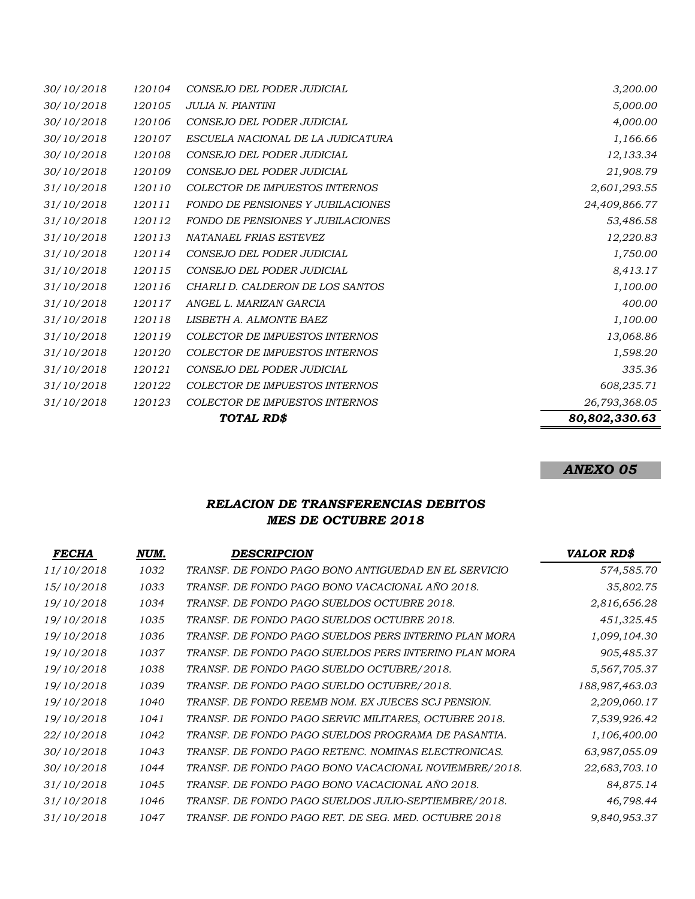| | | | |
|---|---|---|---|
| *30/10/2018* | *120104* | *CONSEJO DEL PODER JUDICIAL* | *3,200.00* |
| *30/10/2018* | *120105* | *JULIA N. PIANTINI* | *5,000.00* |
| *30/10/2018* | *120106* | *CONSEJO DEL PODER JUDICIAL* | *4,000.00* |
| *30/10/2018* | *120107* | *ESCUELA NACIONAL DE LA JUDICATURA* | *1,166.66* |
| *30/10/2018* | *120108* | *CONSEJO DEL PODER JUDICIAL* | *12,133.34* |
| *30/10/2018* | *120109* | *CONSEJO DEL PODER JUDICIAL* | *21,908.79* |
| *31/10/2018* | *120110* | *COLECTOR DE IMPUESTOS INTERNOS* | *2,601,293.55* |
| *31/10/2018* | *120111* | *FONDO DE PENSIONES Y JUBILACIONES* | *24,409,866.77* |
| *31/10/2018* | *120112* | *FONDO DE PENSIONES Y JUBILACIONES* | *53,486.58* |
| *31/10/2018* | *120113* | *NATANAEL FRIAS ESTEVEZ* | *12,220.83* |
| *31/10/2018* | *120114* | *CONSEJO DEL PODER JUDICIAL* | *1,750.00* |
| *31/10/2018* | *120115* | *CONSEJO DEL PODER JUDICIAL* | *8,413.17* |
| *31/10/2018* | *120116* | *CHARLI D. CALDERON DE LOS SANTOS* | *1,100.00* |
| *31/10/2018* | *120117* | *ANGEL L. MARIZAN GARCIA* | *400.00* |
| *31/10/2018* | *120118* | *LISBETH A. ALMONTE BAEZ* | *1,100.00* |
| *31/10/2018* | *120119* | *COLECTOR DE IMPUESTOS INTERNOS* | *13,068.86* |
| *31/10/2018* | *120120* | *COLECTOR DE IMPUESTOS INTERNOS* | *1,598.20* |
| *31/10/2018* | *120121* | *CONSEJO DEL PODER JUDICIAL* | *335.36* |
| *31/10/2018* | *120122* | *COLECTOR DE IMPUESTOS INTERNOS* | *608,235.71* |
| *31/10/2018* | *120123* | *COLECTOR DE IMPUESTOS INTERNOS* | *26,793,368.05* |
| | | ***TOTAL RD$*** | ***80,802,330.63*** |

***ANEXO 05***

## *RELACION DE TRANSFERENCIAS DEBITOS MES DE OCTUBRE 2018*

| *FECHA* | *NUM.* | *DESCRIPCION* | *VALOR RD$* |
|---|---|---|---|
| *11/10/2018* | *1032* | *TRANSF. DE FONDO PAGO BONO ANTIGUEDAD EN EL SERVICIO* | *574,585.70* |
| *15/10/2018* | *1033* | *TRANSF. DE FONDO PAGO BONO VACACIONAL AÑO 2018.* | *35,802.75* |
| *19/10/2018* | *1034* | *TRANSF. DE FONDO PAGO SUELDOS OCTUBRE 2018.* | *2,816,656.28* |
| *19/10/2018* | *1035* | *TRANSF. DE FONDO PAGO SUELDOS OCTUBRE 2018.* | *451,325.45* |
| *19/10/2018* | *1036* | *TRANSF. DE FONDO PAGO SUELDOS PERS INTERINO PLAN MORA* | *1,099,104.30* |
| *19/10/2018* | *1037* | *TRANSF. DE FONDO PAGO SUELDOS PERS INTERINO PLAN MORA* | *905,485.37* |
| *19/10/2018* | *1038* | *TRANSF. DE FONDO PAGO SUELDO OCTUBRE/2018.* | *5,567,705.37* |
| *19/10/2018* | *1039* | *TRANSF. DE FONDO PAGO SUELDO OCTUBRE/2018.* | *188,987,463.03* |
| *19/10/2018* | *1040* | *TRANSF. DE FONDO REEMB NOM. EX JUECES SCJ PENSION.* | *2,209,060.17* |
| *19/10/2018* | *1041* | *TRANSF. DE FONDO PAGO SERVIC MILITARES, OCTUBRE 2018.* | *7,539,926.42* |
| *22/10/2018* | *1042* | *TRANSF. DE FONDO PAGO SUELDOS PROGRAMA DE PASANTIA.* | *1,106,400.00* |
| *30/10/2018* | *1043* | *TRANSF. DE FONDO PAGO RETENC. NOMINAS ELECTRONICAS.* | *63,987,055.09* |
| *30/10/2018* | *1044* | *TRANSF. DE FONDO PAGO BONO VACACIONAL NOVIEMBRE/2018.* | *22,683,703.10* |
| *31/10/2018* | *1045* | *TRANSF. DE FONDO PAGO BONO VACACIONAL AÑO 2018.* | *84,875.14* |
| *31/10/2018* | *1046* | *TRANSF. DE FONDO PAGO SUELDOS JULIO-SEPTIEMBRE/2018.* | *46,798.44* |
| *31/10/2018* | *1047* | *TRANSF. DE FONDO PAGO RET. DE SEG. MED. OCTUBRE 2018* | *9,840,953.37* |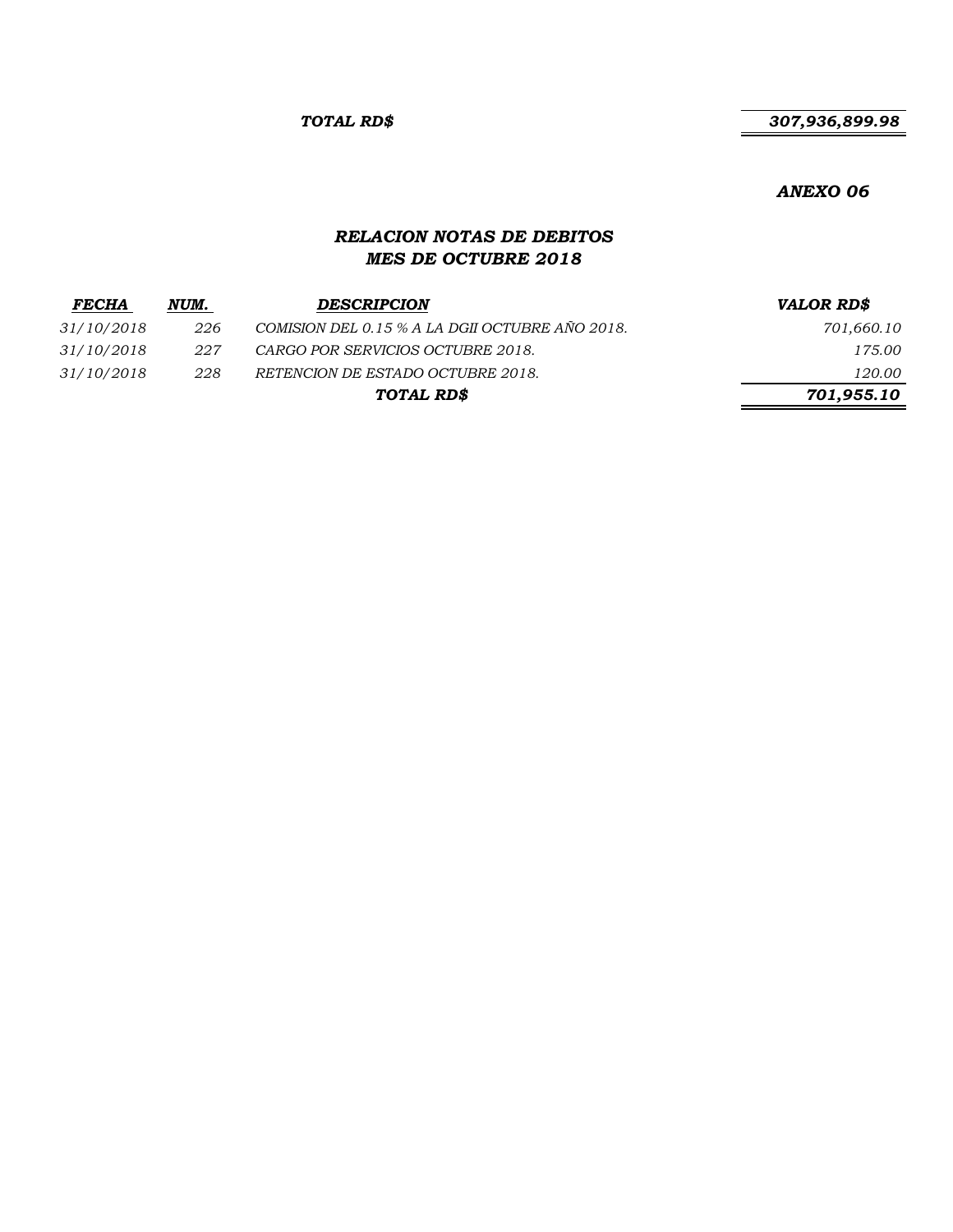***TOTAL RD$*** ***307,936,899.98***

***ANEXO 06***

## *RELACION NOTAS DE DEBITOS*
## *MES DE OCTUBRE 2018*

| *FECHA* | *NUM.* | *DESCRIPCION* | *VALOR RD$* |
|---|---|---|---|
| *31/10/2018* | *226* | *COMISION DEL 0.15 % A LA DGII OCTUBRE AÑO 2018.* | *701,660.10* |
| *31/10/2018* | *227* | *CARGO POR SERVICIOS OCTUBRE 2018.* | *175.00* |
| *31/10/2018* | *228* | *RETENCION DE ESTADO OCTUBRE 2018.* | *120.00* |
| | | ***TOTAL RD$*** | ***701,955.10*** |